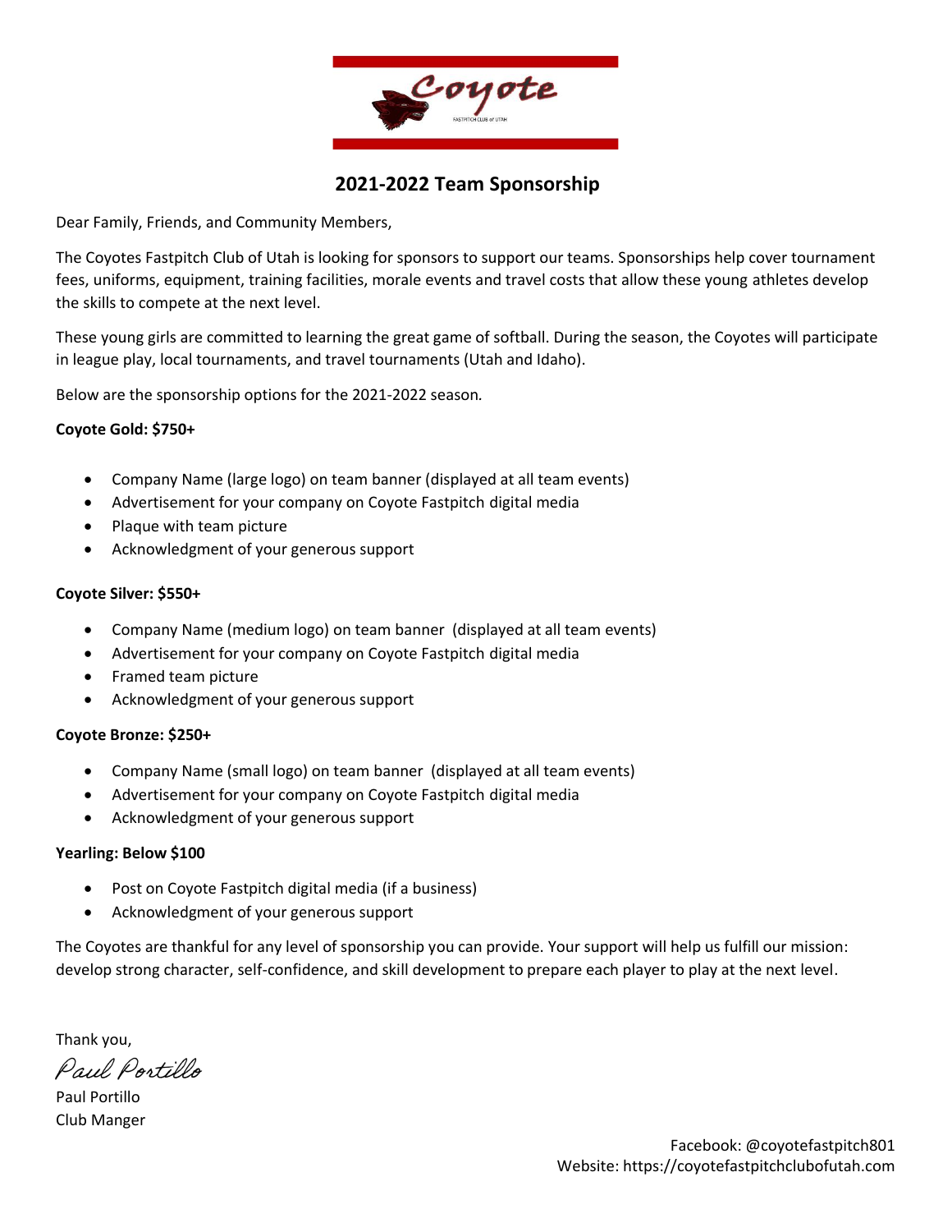# 2021-2022 Team Sponsorship

Dear Family, Friends, and Community Members,

The Coyotes Fastpitch Club of Utah is looking for sponsors to support our teams. Sponsorships help cover tournament fees, uniforms, equipment, training facilities, morale events and travel costs that allow these young athletes develop the skills to compete at the next level.

These young girls are committed to learning the great game of softball. During the season, the Coyotes will participate in league play, local tournaments, and travel tournaments (Utah and Idaho).

Below are the sponsorship options for the 2021-2022 season.

**Coyote Gold: $750+**

- Company Name (large logo) on team banner (displayed at all team events)
- Advertisement for your company on Coyote Fastpitch digital media
- Plaque with team picture
- Acknowledgment of your generous support

**Coyote Silver: $550+**

- Company Name (medium logo) on team banner (displayed at all team events)
- Advertisement for your company on Coyote Fastpitch digital media
- Framed team picture
- Acknowledgment of your generous support

**Coyote Bronze: $250+**

- Company Name (small logo) on team banner (displayed at all team events)
- Advertisement for your company on Coyote Fastpitch digital media
- Acknowledgment of your generous support

**Yearling: Below $100**

- Post on Coyote Fastpitch digital media (if a business)
- Acknowledgment of your generous support

The Coyotes are thankful for any level of sponsorship you can provide. Your support will help us fulfill our mission: develop strong character, self-confidence, and skill development to prepare each player to play at the next level.

Thank you,

*Paul Portillo*

Paul Portillo
Club Manger

Facebook: @coyotefastpitch801
Website: https://coyotefastpitchclubofutah.com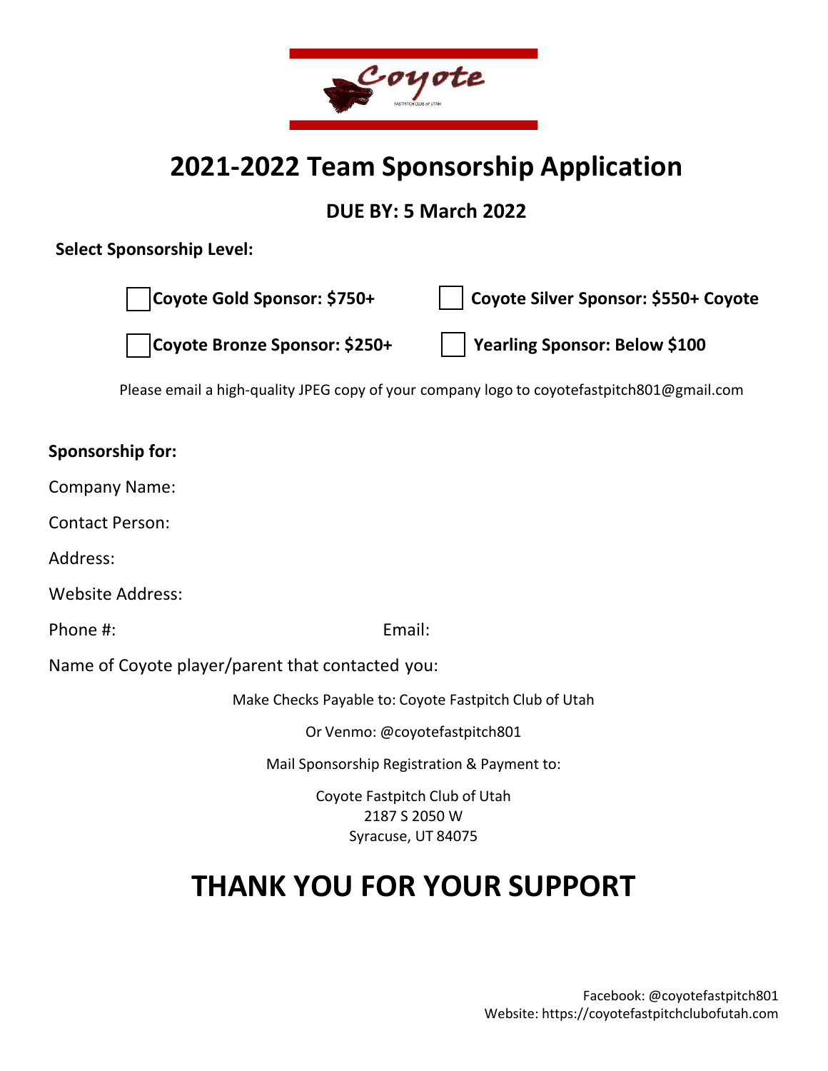# 2021-2022 Team Sponsorship Application

**DUE BY: 5 March 2022**

**Select Sponsorship Level:**

☐ **Coyote Gold Sponsor: $750+**

☐ **Coyote Silver Sponsor: $550+ Coyote**

☐ **Coyote Bronze Sponsor: $250+**

☐ **Yearling Sponsor: Below $100**

Please email a high-quality JPEG copy of your company logo to coyotefastpitch801@gmail.com

**Sponsorship for:**

Company Name:

Contact Person:

Address:

Website Address:

Phone #: Email:

Name of Coyote player/parent that contacted you:

Make Checks Payable to: Coyote Fastpitch Club of Utah

Or Venmo: @coyotefastpitch801

Mail Sponsorship Registration & Payment to:

Coyote Fastpitch Club of Utah
2187 S 2050 W
Syracuse, UT 84075

# THANK YOU FOR YOUR SUPPORT

Facebook: @coyotefastpitch801
Website: https://coyotefastpitchclubofutah.com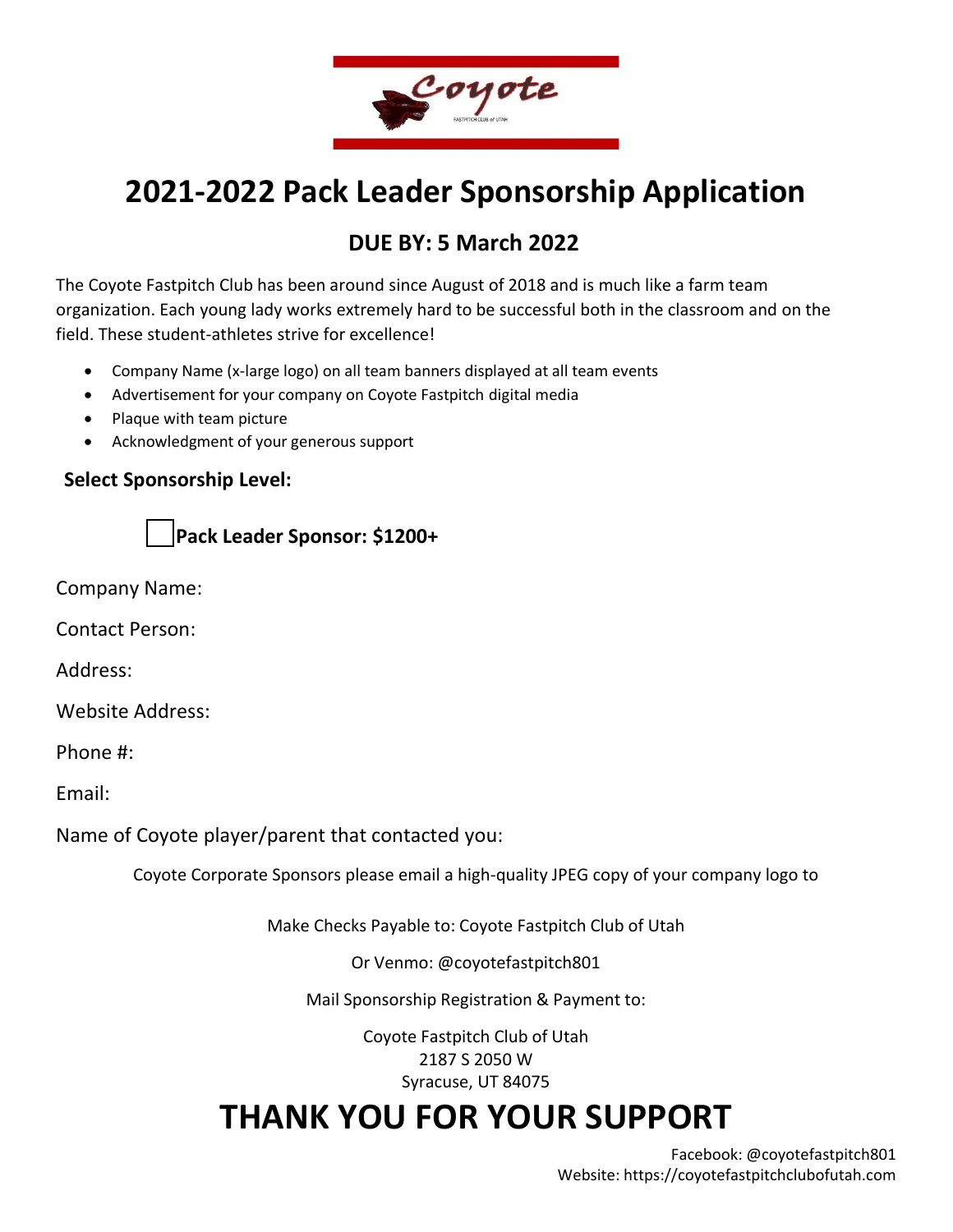# 2021-2022 Pack Leader Sponsorship Application

## DUE BY: 5 March 2022

The Coyote Fastpitch Club has been around since August of 2018 and is much like a farm team organization. Each young lady works extremely hard to be successful both in the classroom and on the field. These student-athletes strive for excellence!

- Company Name (x-large logo) on all team banners displayed at all team events
- Advertisement for your company on Coyote Fastpitch digital media
- Plaque with team picture
- Acknowledgment of your generous support

**Select Sponsorship Level:**

☐ **Pack Leader Sponsor: $1200+**

Company Name:

Contact Person:

Address:

Website Address:

Phone #:

Email:

Name of Coyote player/parent that contacted you:

Coyote Corporate Sponsors please email a high-quality JPEG copy of your company logo to

Make Checks Payable to: Coyote Fastpitch Club of Utah

Or Venmo: @coyotefastpitch801

Mail Sponsorship Registration & Payment to:

Coyote Fastpitch Club of Utah
2187 S 2050 W
Syracuse, UT 84075

# THANK YOU FOR YOUR SUPPORT

Facebook: @coyotefastpitch801
Website: https://coyotefastpitchclubofutah.com